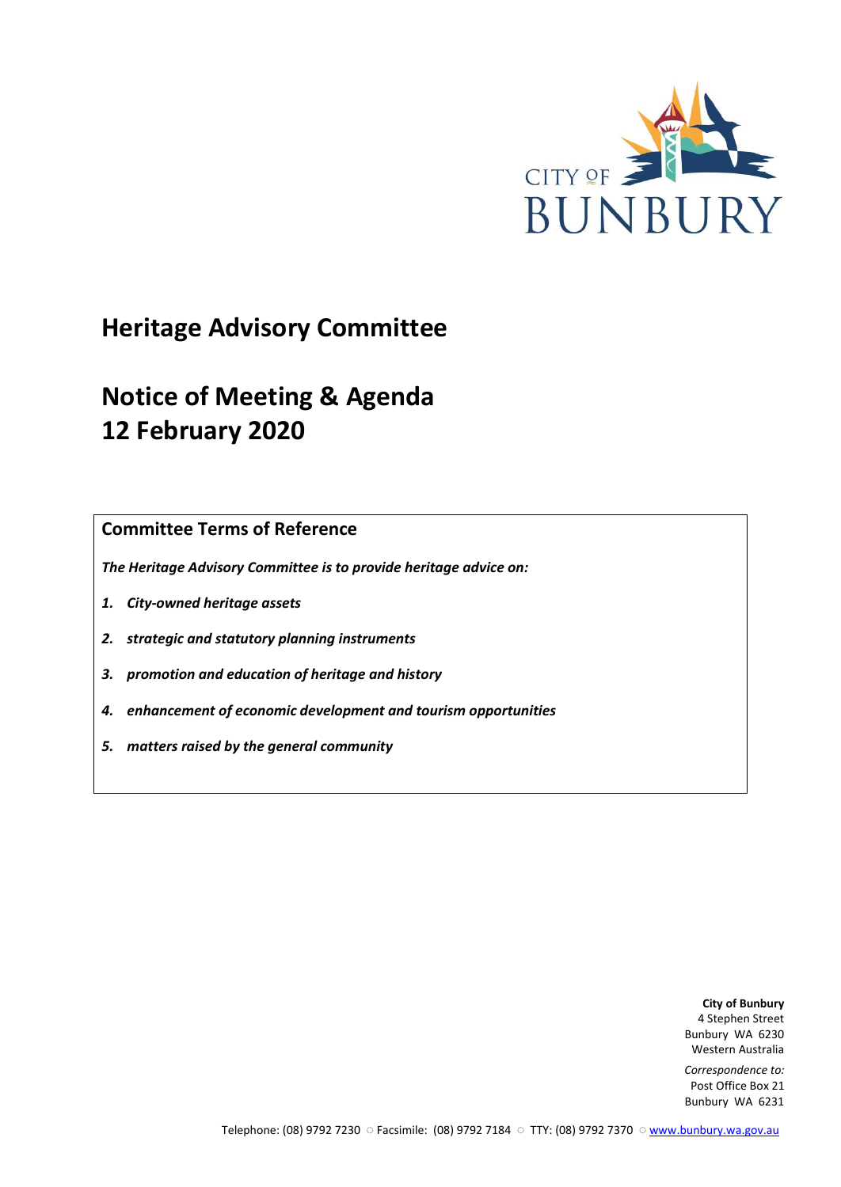CITY OF BUNBURY

# Heritage Advisory Committee

# Notice of Meeting & Agenda
# 12 February 2020

## Committee Terms of Reference

***The Heritage Advisory Committee is to provide heritage advice on:***

1. ***City-owned heritage assets***
2. ***strategic and statutory planning instruments***
3. ***promotion and education of heritage and history***
4. ***enhancement of economic development and tourism opportunities***
5. ***matters raised by the general community***

**City of Bunbury**
4 Stephen Street
Bunbury WA 6230
Western Australia

*Correspondence to:*
Post Office Box 21
Bunbury WA 6231

Telephone: (08) 9792 7230 ○ Facsimile: (08) 9792 7184 ○ TTY: (08) 9792 7370 ○ www.bunbury.wa.gov.au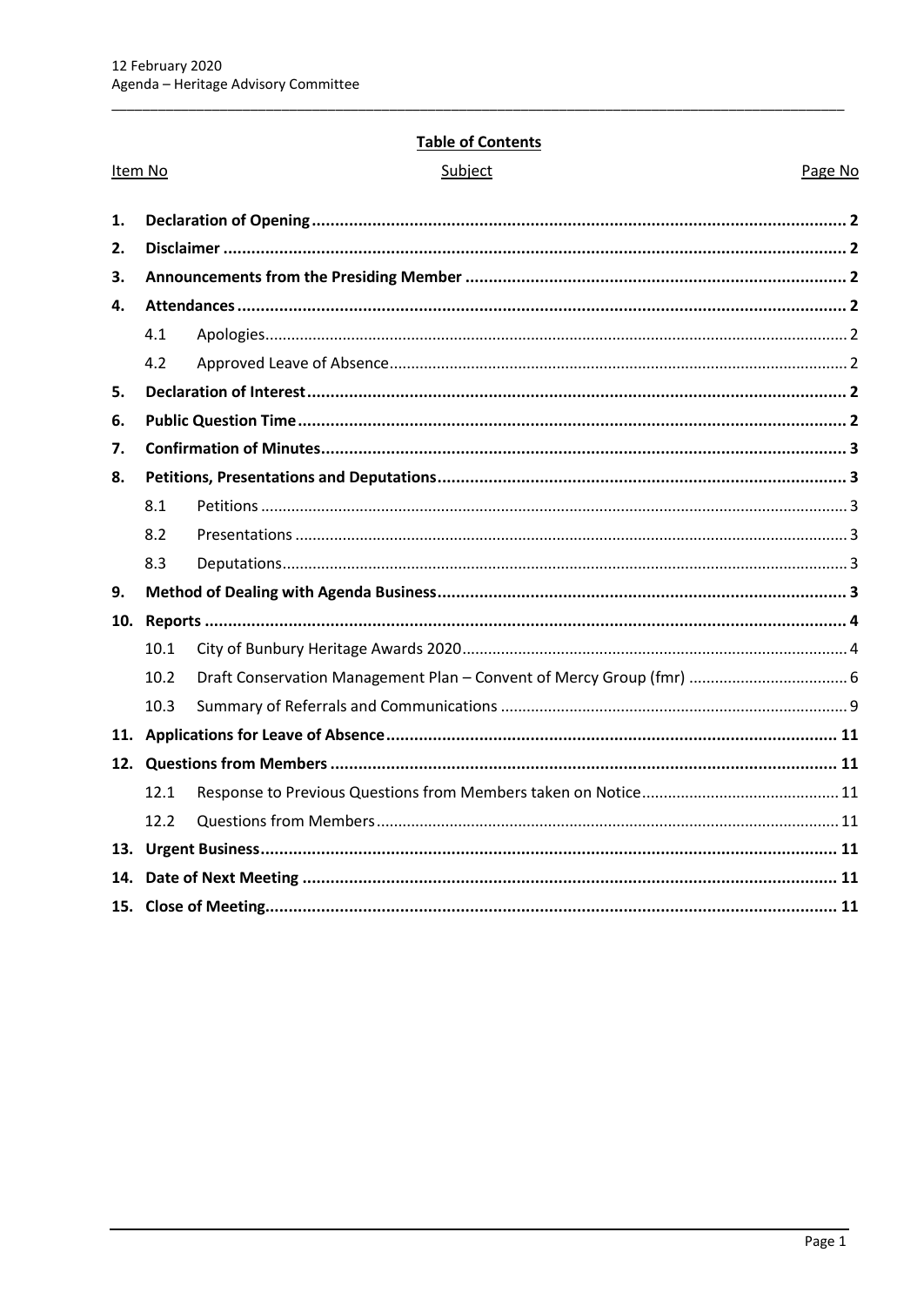**Table of Contents**

| Item No | | Subject | Page No |
|---|---|---|---|
| **1.** | **Declaration of Opening** | | **2** |
| **2.** | **Disclaimer** | | **2** |
| **3.** | **Announcements from the Presiding Member** | | **2** |
| **4.** | **Attendances** | | **2** |
| | 4.1 | Apologies | 2 |
| | 4.2 | Approved Leave of Absence | 2 |
| **5.** | **Declaration of Interest** | | **2** |
| **6.** | **Public Question Time** | | **2** |
| **7.** | **Confirmation of Minutes** | | **3** |
| **8.** | **Petitions, Presentations and Deputations** | | **3** |
| | 8.1 | Petitions | 3 |
| | 8.2 | Presentations | 3 |
| | 8.3 | Deputations | 3 |
| **9.** | **Method of Dealing with Agenda Business** | | **3** |
| **10.** | **Reports** | | **4** |
| | 10.1 | City of Bunbury Heritage Awards 2020 | 4 |
| | 10.2 | Draft Conservation Management Plan – Convent of Mercy Group (fmr) | 6 |
| | 10.3 | Summary of Referrals and Communications | 9 |
| **11.** | **Applications for Leave of Absence** | | **11** |
| **12.** | **Questions from Members** | | **11** |
| | 12.1 | Response to Previous Questions from Members taken on Notice | 11 |
| | 12.2 | Questions from Members | 11 |
| **13.** | **Urgent Business** | | **11** |
| **14.** | **Date of Next Meeting** | | **11** |
| **15.** | **Close of Meeting** | | **11** |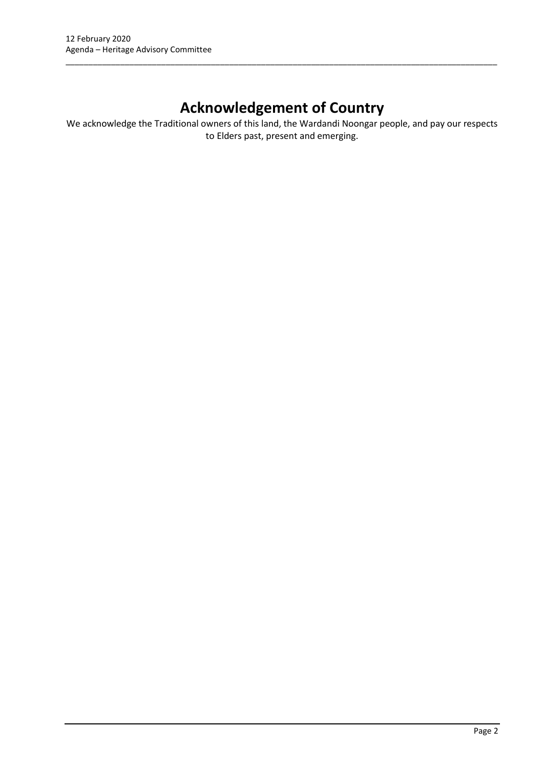# Acknowledgement of Country

We acknowledge the Traditional owners of this land, the Wardandi Noongar people, and pay our respects to Elders past, present and emerging.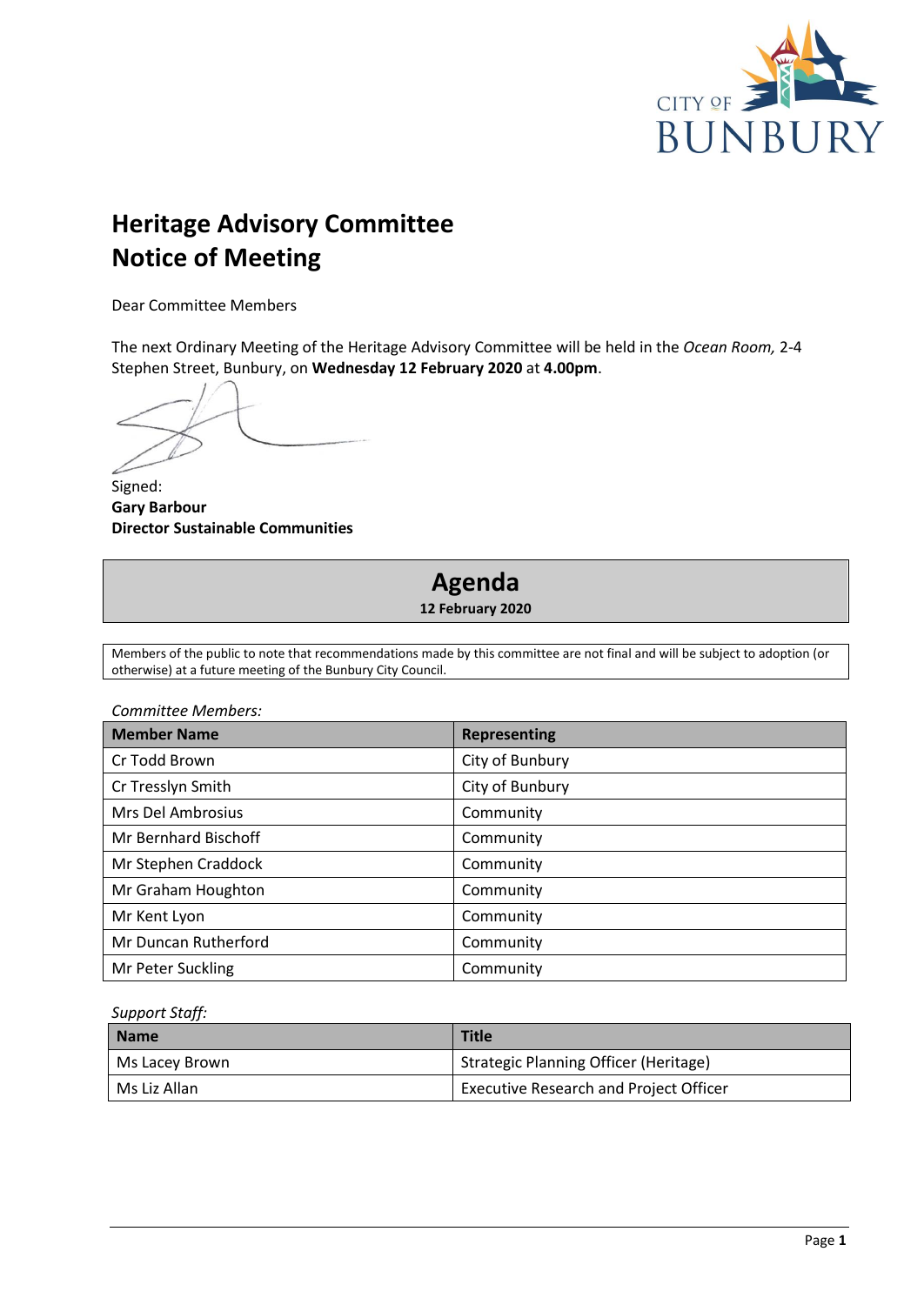# Heritage Advisory Committee
# Notice of Meeting

Dear Committee Members

The next Ordinary Meeting of the Heritage Advisory Committee will be held in the *Ocean Room,* 2-4 Stephen Street, Bunbury, on **Wednesday 12 February 2020** at **4.00pm**.

Signed:
**Gary Barbour**
**Director Sustainable Communities**

## Agenda
**12 February 2020**

Members of the public to note that recommendations made by this committee are not final and will be subject to adoption (or otherwise) at a future meeting of the Bunbury City Council.

*Committee Members:*

| Member Name | Representing |
|---|---|
| Cr Todd Brown | City of Bunbury |
| Cr Tresslyn Smith | City of Bunbury |
| Mrs Del Ambrosius | Community |
| Mr Bernhard Bischoff | Community |
| Mr Stephen Craddock | Community |
| Mr Graham Houghton | Community |
| Mr Kent Lyon | Community |
| Mr Duncan Rutherford | Community |
| Mr Peter Suckling | Community |

*Support Staff:*

| Name | Title |
|---|---|
| Ms Lacey Brown | Strategic Planning Officer (Heritage) |
| Ms Liz Allan | Executive Research and Project Officer |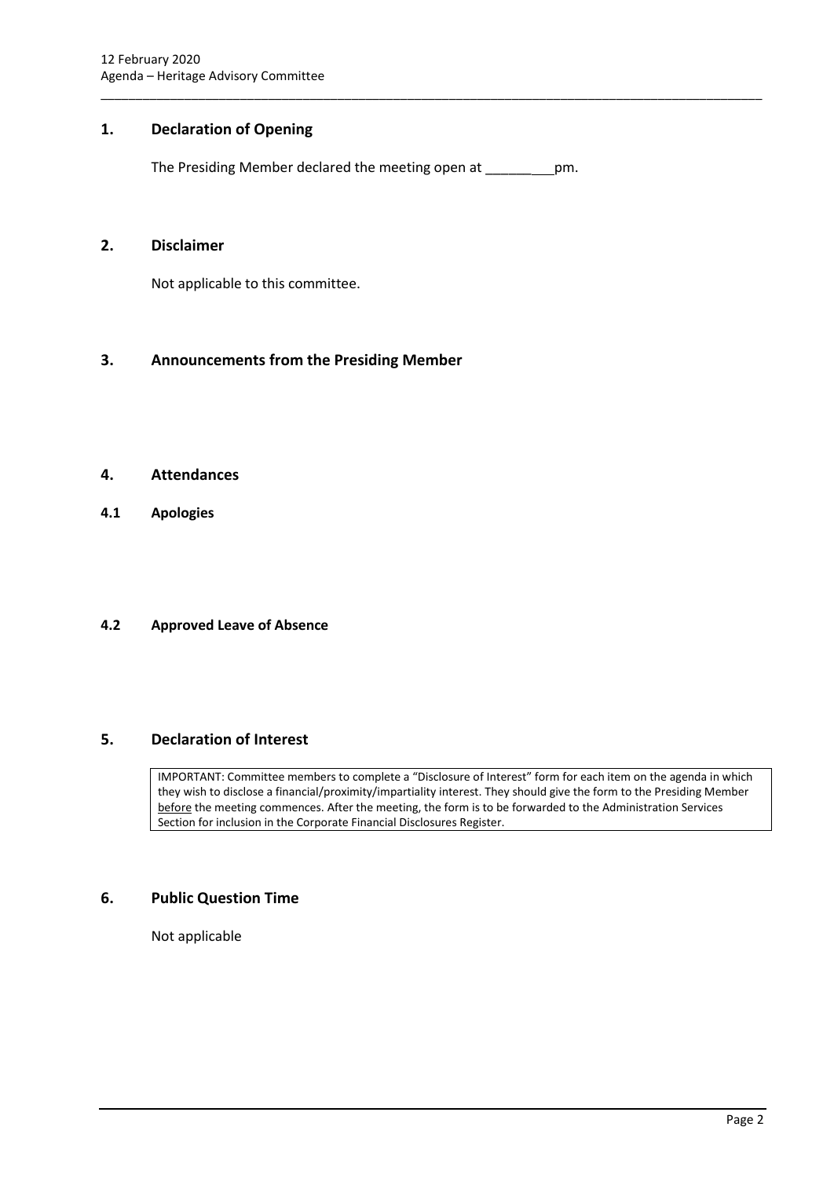## 1. Declaration of Opening

The Presiding Member declared the meeting open at _________pm.

## 2. Disclaimer

Not applicable to this committee.

## 3. Announcements from the Presiding Member

## 4. Attendances

### 4.1 Apologies

### 4.2 Approved Leave of Absence

## 5. Declaration of Interest

IMPORTANT: Committee members to complete a "Disclosure of Interest" form for each item on the agenda in which they wish to disclose a financial/proximity/impartiality interest. They should give the form to the Presiding Member before the meeting commences. After the meeting, the form is to be forwarded to the Administration Services Section for inclusion in the Corporate Financial Disclosures Register.

## 6. Public Question Time

Not applicable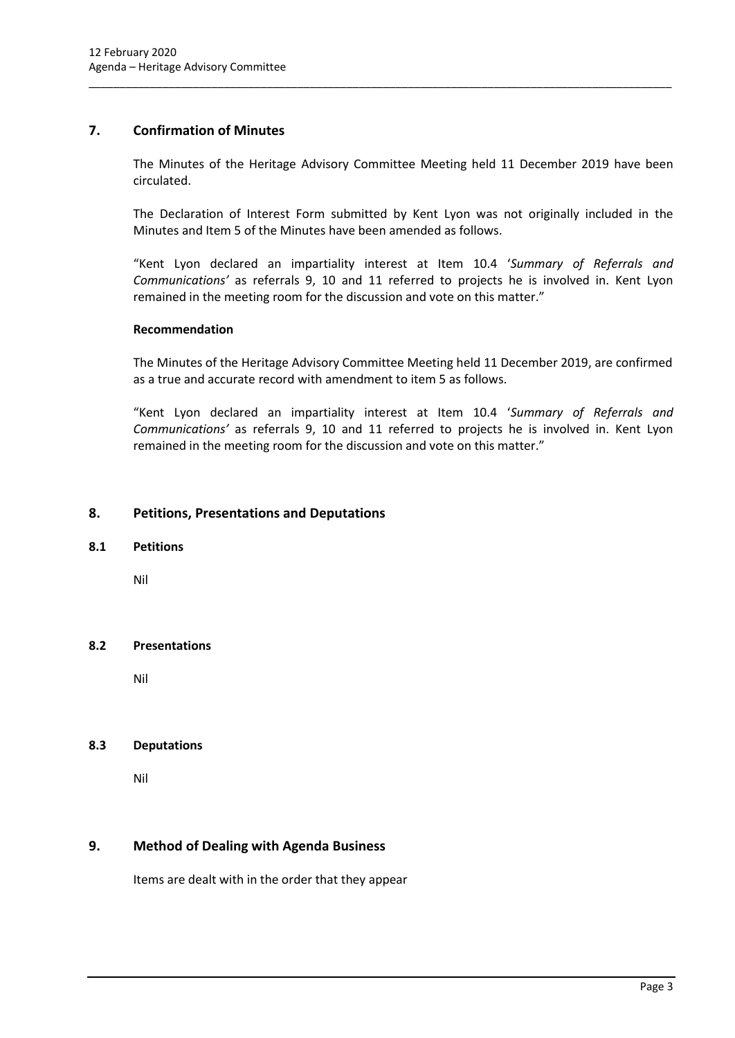## 7. Confirmation of Minutes

The Minutes of the Heritage Advisory Committee Meeting held 11 December 2019 have been circulated.

The Declaration of Interest Form submitted by Kent Lyon was not originally included in the Minutes and Item 5 of the Minutes have been amended as follows.

"Kent Lyon declared an impartiality interest at Item 10.4 '*Summary of Referrals and Communications'* as referrals 9, 10 and 11 referred to projects he is involved in. Kent Lyon remained in the meeting room for the discussion and vote on this matter."

**Recommendation**

The Minutes of the Heritage Advisory Committee Meeting held 11 December 2019, are confirmed as a true and accurate record with amendment to item 5 as follows.

"Kent Lyon declared an impartiality interest at Item 10.4 '*Summary of Referrals and Communications'* as referrals 9, 10 and 11 referred to projects he is involved in. Kent Lyon remained in the meeting room for the discussion and vote on this matter."

## 8. Petitions, Presentations and Deputations

### 8.1 Petitions

Nil

### 8.2 Presentations

Nil

### 8.3 Deputations

Nil

## 9. Method of Dealing with Agenda Business

Items are dealt with in the order that they appear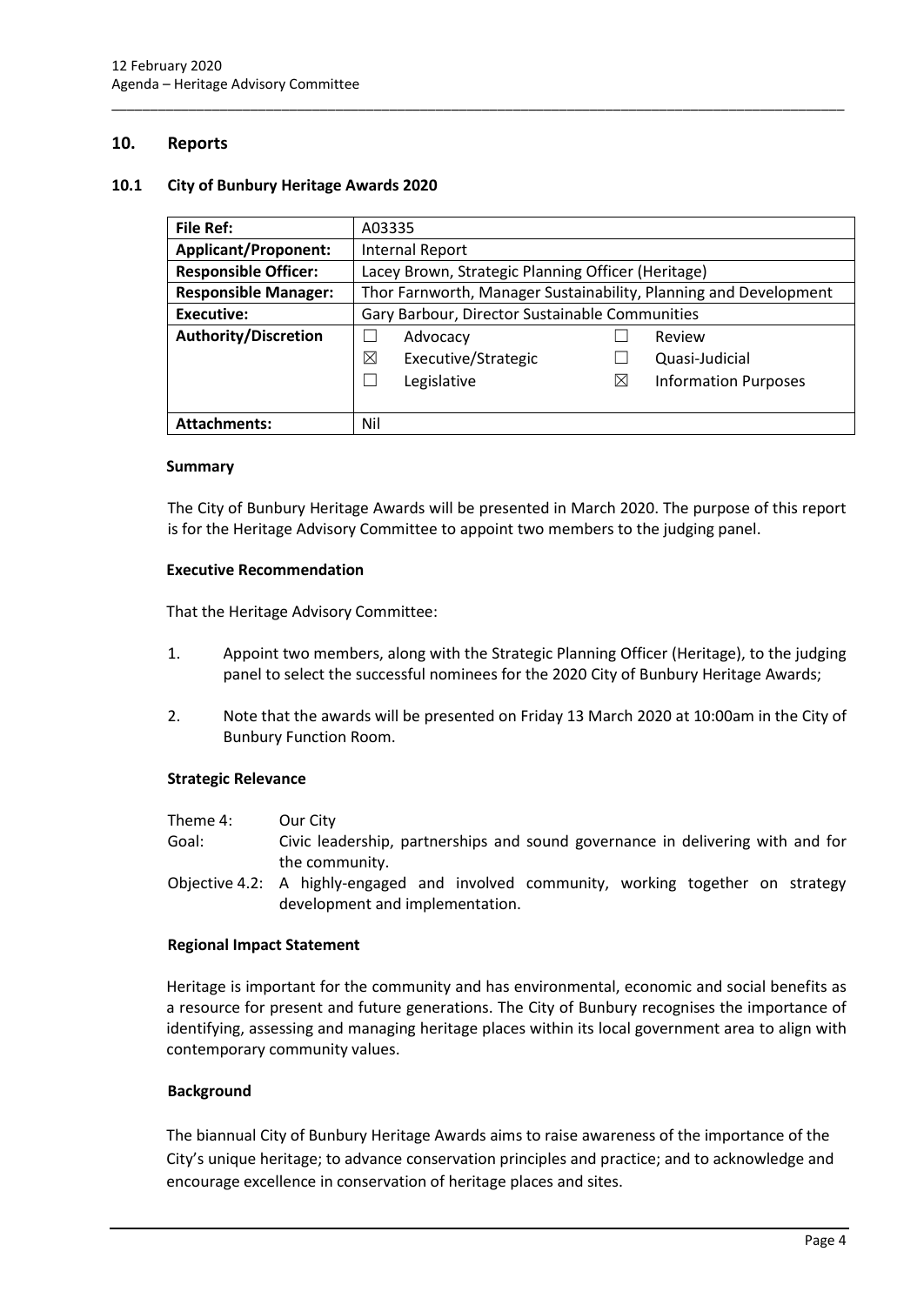## 10. Reports

### 10.1 City of Bunbury Heritage Awards 2020

| File Ref: | A03335 | | | |
|---|---|---|---|---|
| **Applicant/Proponent:** | Internal Report | | | |
| **Responsible Officer:** | Lacey Brown, Strategic Planning Officer (Heritage) | | | |
| **Responsible Manager:** | Thor Farnworth, Manager Sustainability, Planning and Development | | | |
| **Executive:** | Gary Barbour, Director Sustainable Communities | | | |
| **Authority/Discretion** | ☐ | Advocacy | ☐ | Review |
| | ☒ | Executive/Strategic | ☐ | Quasi-Judicial |
| | ☐ | Legislative | ☒ | Information Purposes |
| **Attachments:** | Nil | | | |

#### Summary

The City of Bunbury Heritage Awards will be presented in March 2020. The purpose of this report is for the Heritage Advisory Committee to appoint two members to the judging panel.

#### Executive Recommendation

That the Heritage Advisory Committee:

1. Appoint two members, along with the Strategic Planning Officer (Heritage), to the judging panel to select the successful nominees for the 2020 City of Bunbury Heritage Awards;

2. Note that the awards will be presented on Friday 13 March 2020 at 10:00am in the City of Bunbury Function Room.

#### Strategic Relevance

Theme 4: Our City

Goal: Civic leadership, partnerships and sound governance in delivering with and for the community.

Objective 4.2: A highly-engaged and involved community, working together on strategy development and implementation.

#### Regional Impact Statement

Heritage is important for the community and has environmental, economic and social benefits as a resource for present and future generations. The City of Bunbury recognises the importance of identifying, assessing and managing heritage places within its local government area to align with contemporary community values.

#### Background

The biannual City of Bunbury Heritage Awards aims to raise awareness of the importance of the City's unique heritage; to advance conservation principles and practice; and to acknowledge and encourage excellence in conservation of heritage places and sites.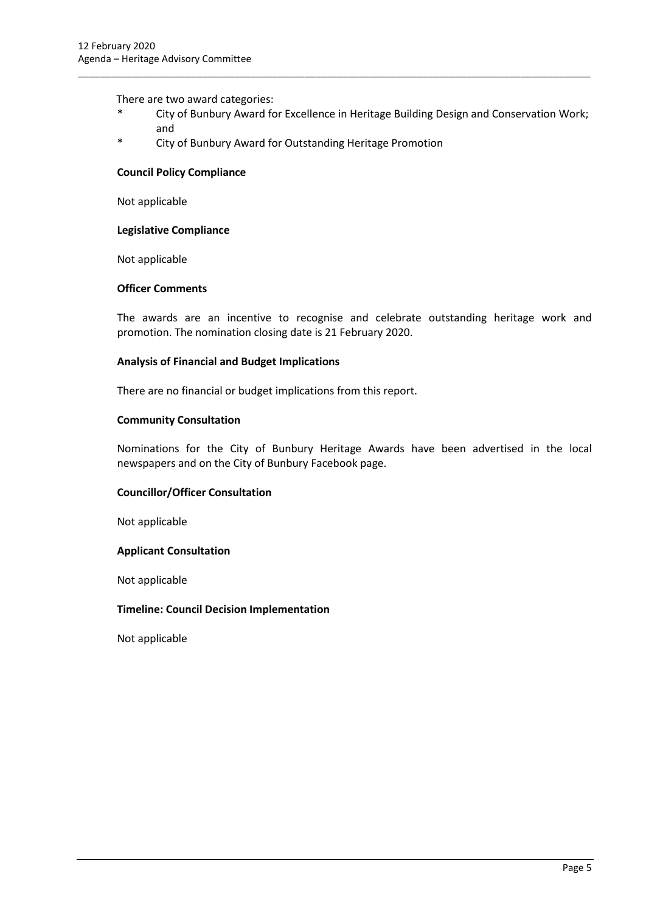There are two award categories:

* City of Bunbury Award for Excellence in Heritage Building Design and Conservation Work; and
* City of Bunbury Award for Outstanding Heritage Promotion

**Council Policy Compliance**

Not applicable

**Legislative Compliance**

Not applicable

**Officer Comments**

The awards are an incentive to recognise and celebrate outstanding heritage work and promotion. The nomination closing date is 21 February 2020.

**Analysis of Financial and Budget Implications**

There are no financial or budget implications from this report.

**Community Consultation**

Nominations for the City of Bunbury Heritage Awards have been advertised in the local newspapers and on the City of Bunbury Facebook page.

**Councillor/Officer Consultation**

Not applicable

**Applicant Consultation**

Not applicable

**Timeline: Council Decision Implementation**

Not applicable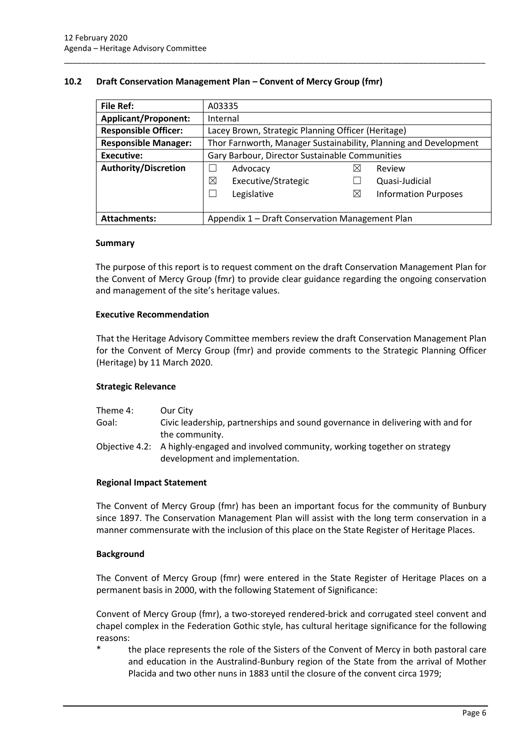## 10.2 Draft Conservation Management Plan – Convent of Mercy Group (fmr)

| **File Ref:** | A03335 | | | |
|---|---|---|---|---|
| **Applicant/Proponent:** | Internal | | | |
| **Responsible Officer:** | Lacey Brown, Strategic Planning Officer (Heritage) | | | |
| **Responsible Manager:** | Thor Farnworth, Manager Sustainability, Planning and Development | | | |
| **Executive:** | Gary Barbour, Director Sustainable Communities | | | |
| **Authority/Discretion** | ☐ | Advocacy | ☒ | Review |
| | ☒ | Executive/Strategic | ☐ | Quasi-Judicial |
| | ☐ | Legislative | ☒ | Information Purposes |
| **Attachments:** | Appendix 1 – Draft Conservation Management Plan | | | |

### Summary

The purpose of this report is to request comment on the draft Conservation Management Plan for the Convent of Mercy Group (fmr) to provide clear guidance regarding the ongoing conservation and management of the site's heritage values.

### Executive Recommendation

That the Heritage Advisory Committee members review the draft Conservation Management Plan for the Convent of Mercy Group (fmr) and provide comments to the Strategic Planning Officer (Heritage) by 11 March 2020.

### Strategic Relevance

| | |
|---|---|
| Theme 4: | Our City |
| Goal: | Civic leadership, partnerships and sound governance in delivering with and for the community. |
| Objective 4.2: | A highly-engaged and involved community, working together on strategy development and implementation. |

### Regional Impact Statement

The Convent of Mercy Group (fmr) has been an important focus for the community of Bunbury since 1897. The Conservation Management Plan will assist with the long term conservation in a manner commensurate with the inclusion of this place on the State Register of Heritage Places.

### Background

The Convent of Mercy Group (fmr) were entered in the State Register of Heritage Places on a permanent basis in 2000, with the following Statement of Significance:

Convent of Mercy Group (fmr), a two-storeyed rendered-brick and corrugated steel convent and chapel complex in the Federation Gothic style, has cultural heritage significance for the following reasons:

\* the place represents the role of the Sisters of the Convent of Mercy in both pastoral care and education in the Australind-Bunbury region of the State from the arrival of Mother Placida and two other nuns in 1883 until the closure of the convent circa 1979;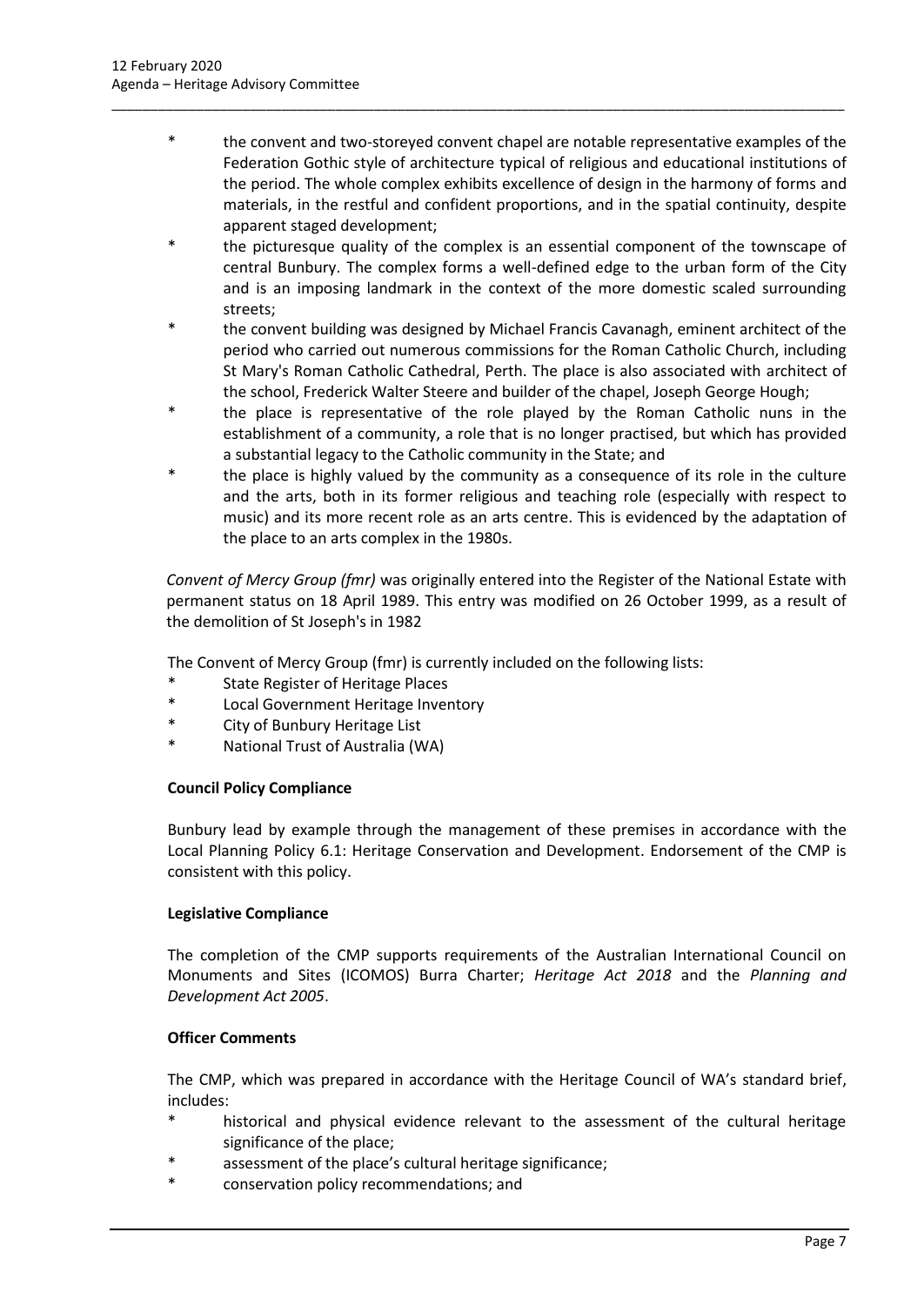- the convent and two-storeyed convent chapel are notable representative examples of the Federation Gothic style of architecture typical of religious and educational institutions of the period. The whole complex exhibits excellence of design in the harmony of forms and materials, in the restful and confident proportions, and in the spatial continuity, despite apparent staged development;
- the picturesque quality of the complex is an essential component of the townscape of central Bunbury. The complex forms a well-defined edge to the urban form of the City and is an imposing landmark in the context of the more domestic scaled surrounding streets;
- the convent building was designed by Michael Francis Cavanagh, eminent architect of the period who carried out numerous commissions for the Roman Catholic Church, including St Mary's Roman Catholic Cathedral, Perth. The place is also associated with architect of the school, Frederick Walter Steere and builder of the chapel, Joseph George Hough;
- the place is representative of the role played by the Roman Catholic nuns in the establishment of a community, a role that is no longer practised, but which has provided a substantial legacy to the Catholic community in the State; and
- the place is highly valued by the community as a consequence of its role in the culture and the arts, both in its former religious and teaching role (especially with respect to music) and its more recent role as an arts centre. This is evidenced by the adaptation of the place to an arts complex in the 1980s.

*Convent of Mercy Group (fmr)* was originally entered into the Register of the National Estate with permanent status on 18 April 1989. This entry was modified on 26 October 1999, as a result of the demolition of St Joseph's in 1982

The Convent of Mercy Group (fmr) is currently included on the following lists:

- State Register of Heritage Places
- Local Government Heritage Inventory
- City of Bunbury Heritage List
- National Trust of Australia (WA)

**Council Policy Compliance**

Bunbury lead by example through the management of these premises in accordance with the Local Planning Policy 6.1: Heritage Conservation and Development. Endorsement of the CMP is consistent with this policy.

**Legislative Compliance**

The completion of the CMP supports requirements of the Australian International Council on Monuments and Sites (ICOMOS) Burra Charter; *Heritage Act 2018* and the *Planning and Development Act 2005*.

**Officer Comments**

The CMP, which was prepared in accordance with the Heritage Council of WA's standard brief, includes:

- historical and physical evidence relevant to the assessment of the cultural heritage significance of the place;
- assessment of the place's cultural heritage significance;
- conservation policy recommendations; and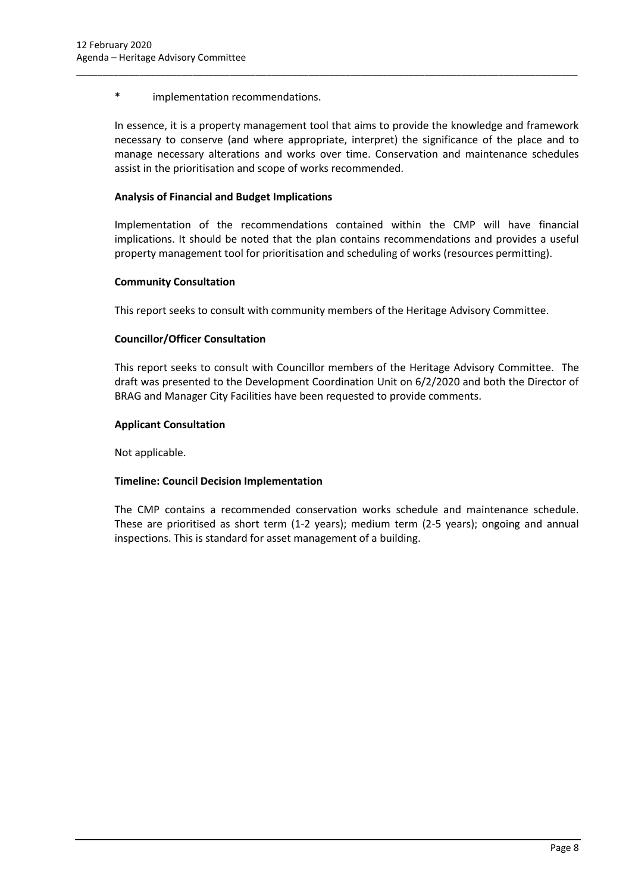* implementation recommendations.

In essence, it is a property management tool that aims to provide the knowledge and framework necessary to conserve (and where appropriate, interpret) the significance of the place and to manage necessary alterations and works over time. Conservation and maintenance schedules assist in the prioritisation and scope of works recommended.

**Analysis of Financial and Budget Implications**

Implementation of the recommendations contained within the CMP will have financial implications. It should be noted that the plan contains recommendations and provides a useful property management tool for prioritisation and scheduling of works (resources permitting).

**Community Consultation**

This report seeks to consult with community members of the Heritage Advisory Committee.

**Councillor/Officer Consultation**

This report seeks to consult with Councillor members of the Heritage Advisory Committee. The draft was presented to the Development Coordination Unit on 6/2/2020 and both the Director of BRAG and Manager City Facilities have been requested to provide comments.

**Applicant Consultation**

Not applicable.

**Timeline: Council Decision Implementation**

The CMP contains a recommended conservation works schedule and maintenance schedule. These are prioritised as short term (1-2 years); medium term (2-5 years); ongoing and annual inspections. This is standard for asset management of a building.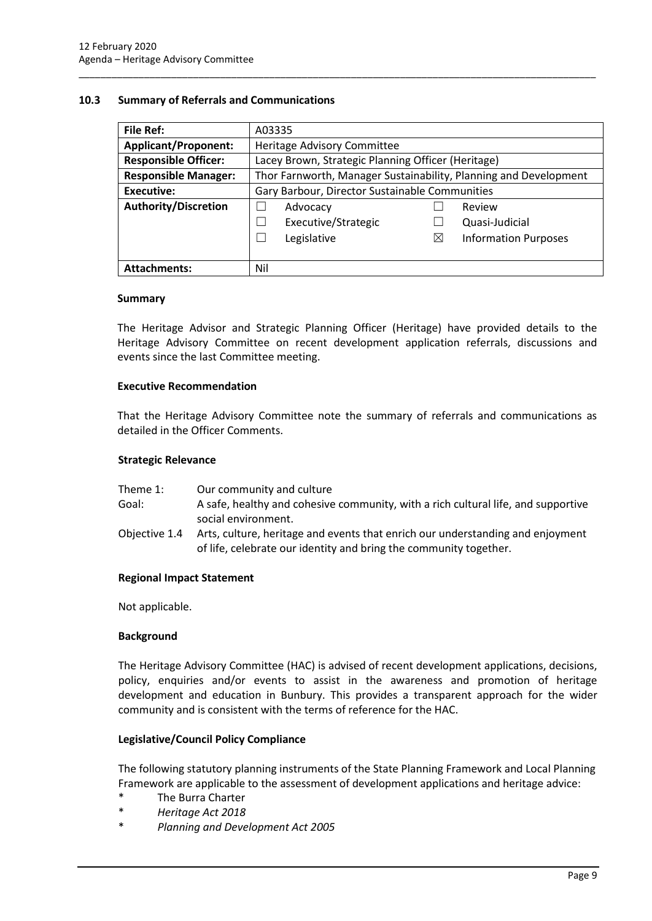## 10.3 Summary of Referrals and Communications

| **File Ref:** | A03335 |
|---|---|
| **Applicant/Proponent:** | Heritage Advisory Committee |
| **Responsible Officer:** | Lacey Brown, Strategic Planning Officer (Heritage) |
| **Responsible Manager:** | Thor Farnworth, Manager Sustainability, Planning and Development |
| **Executive:** | Gary Barbour, Director Sustainable Communities |
| **Authority/Discretion** | ☐ Advocacy ☐ Review<br>☐ Executive/Strategic ☐ Quasi-Judicial<br>☐ Legislative ☒ Information Purposes |
| **Attachments:** | Nil |

### Summary

The Heritage Advisor and Strategic Planning Officer (Heritage) have provided details to the Heritage Advisory Committee on recent development application referrals, discussions and events since the last Committee meeting.

### Executive Recommendation

That the Heritage Advisory Committee note the summary of referrals and communications as detailed in the Officer Comments.

### Strategic Relevance

| | |
|---|---|
| Theme 1: | Our community and culture |
| Goal: | A safe, healthy and cohesive community, with a rich cultural life, and supportive social environment. |
| Objective 1.4 | Arts, culture, heritage and events that enrich our understanding and enjoyment of life, celebrate our identity and bring the community together. |

### Regional Impact Statement

Not applicable.

### Background

The Heritage Advisory Committee (HAC) is advised of recent development applications, decisions, policy, enquiries and/or events to assist in the awareness and promotion of heritage development and education in Bunbury. This provides a transparent approach for the wider community and is consistent with the terms of reference for the HAC.

### Legislative/Council Policy Compliance

The following statutory planning instruments of the State Planning Framework and Local Planning Framework are applicable to the assessment of development applications and heritage advice:

* The Burra Charter
* *Heritage Act 2018*
* *Planning and Development Act 2005*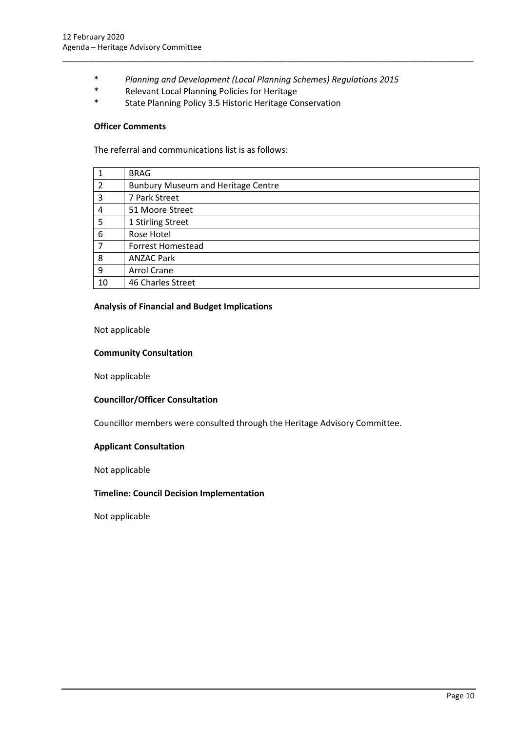- * *Planning and Development (Local Planning Schemes) Regulations 2015*
- * Relevant Local Planning Policies for Heritage
- * State Planning Policy 3.5 Historic Heritage Conservation

**Officer Comments**

The referral and communications list is as follows:

| | |
|---|---|
| 1 | BRAG |
| 2 | Bunbury Museum and Heritage Centre |
| 3 | 7 Park Street |
| 4 | 51 Moore Street |
| 5 | 1 Stirling Street |
| 6 | Rose Hotel |
| 7 | Forrest Homestead |
| 8 | ANZAC Park |
| 9 | Arrol Crane |
| 10 | 46 Charles Street |

**Analysis of Financial and Budget Implications**

Not applicable

**Community Consultation**

Not applicable

**Councillor/Officer Consultation**

Councillor members were consulted through the Heritage Advisory Committee.

**Applicant Consultation**

Not applicable

**Timeline: Council Decision Implementation**

Not applicable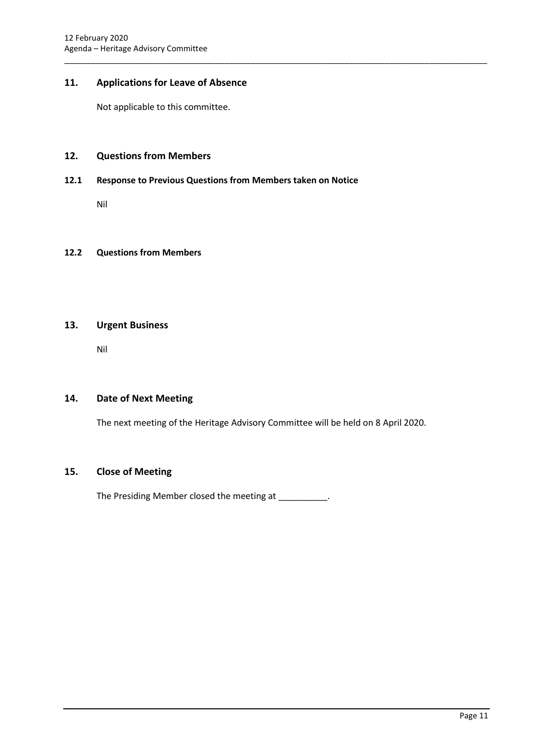## 11. Applications for Leave of Absence

Not applicable to this committee.

## 12. Questions from Members

### 12.1 Response to Previous Questions from Members taken on Notice

Nil

### 12.2 Questions from Members

## 13. Urgent Business

Nil

## 14. Date of Next Meeting

The next meeting of the Heritage Advisory Committee will be held on 8 April 2020.

## 15. Close of Meeting

The Presiding Member closed the meeting at __________.